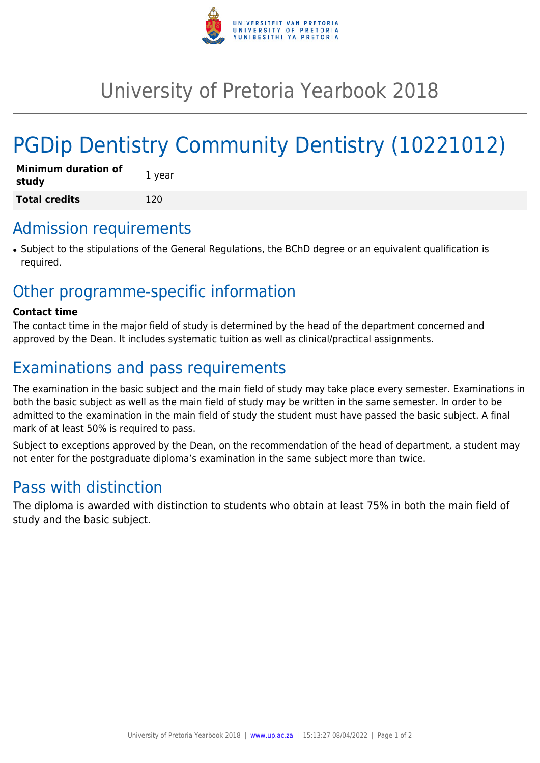# University of Pretoria Yearbook 2018

# PGDip Dentistry Community Dentistry (10221012)

| **Minimum duration of study** | 1 year |
|---|---|
| **Total credits** | 120 |

## Admission requirements

- Subject to the stipulations of the General Regulations, the BChD degree or an equivalent qualification is required.

## Other programme-specific information

**Contact time**

The contact time in the major field of study is determined by the head of the department concerned and approved by the Dean. It includes systematic tuition as well as clinical/practical assignments.

## Examinations and pass requirements

The examination in the basic subject and the main field of study may take place every semester. Examinations in both the basic subject as well as the main field of study may be written in the same semester. In order to be admitted to the examination in the main field of study the student must have passed the basic subject. A final mark of at least 50% is required to pass.

Subject to exceptions approved by the Dean, on the recommendation of the head of department, a student may not enter for the postgraduate diploma's examination in the same subject more than twice.

## Pass with distinction

The diploma is awarded with distinction to students who obtain at least 75% in both the main field of study and the basic subject.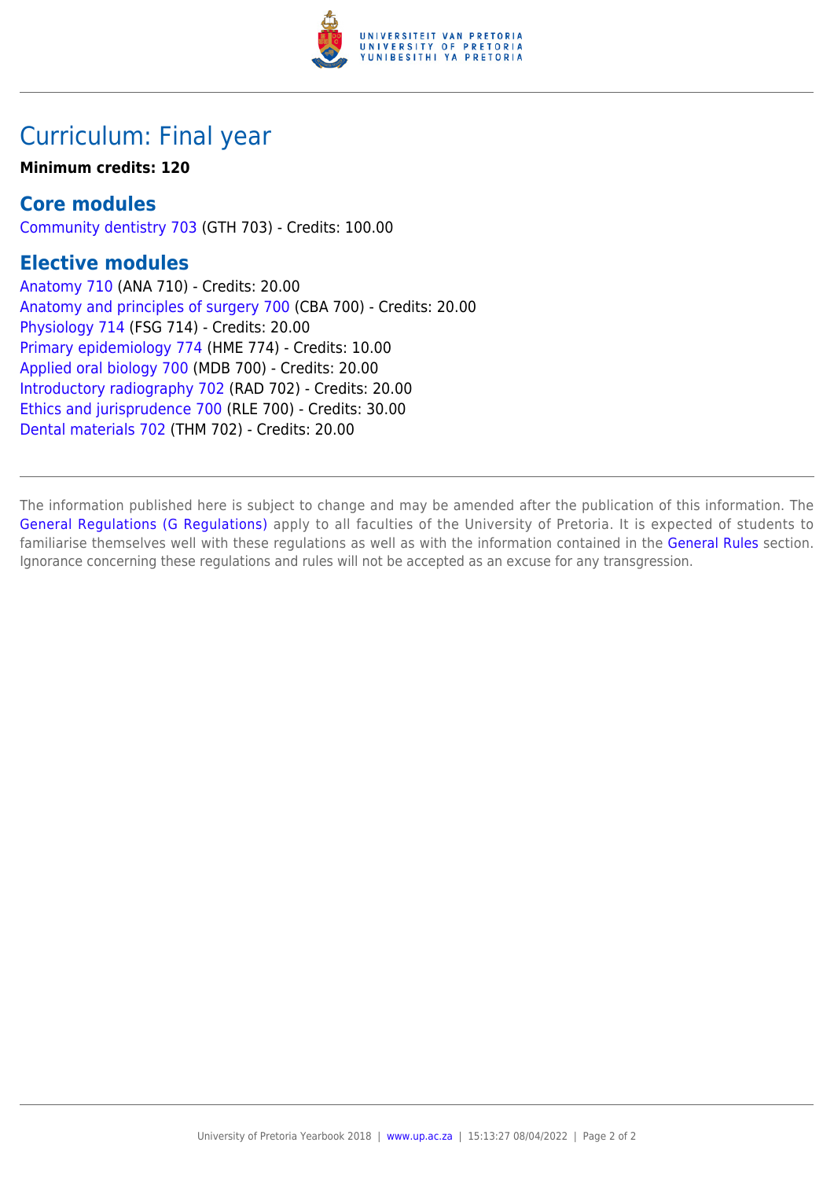# Curriculum: Final year

**Minimum credits: 120**

## Core modules

Community dentistry 703 (GTH 703) - Credits: 100.00

## Elective modules

Anatomy 710 (ANA 710) - Credits: 20.00
Anatomy and principles of surgery 700 (CBA 700) - Credits: 20.00
Physiology 714 (FSG 714) - Credits: 20.00
Primary epidemiology 774 (HME 774) - Credits: 10.00
Applied oral biology 700 (MDB 700) - Credits: 20.00
Introductory radiography 702 (RAD 702) - Credits: 20.00
Ethics and jurisprudence 700 (RLE 700) - Credits: 30.00
Dental materials 702 (THM 702) - Credits: 20.00

The information published here is subject to change and may be amended after the publication of this information. The General Regulations (G Regulations) apply to all faculties of the University of Pretoria. It is expected of students to familiarise themselves well with these regulations as well as with the information contained in the General Rules section. Ignorance concerning these regulations and rules will not be accepted as an excuse for any transgression.